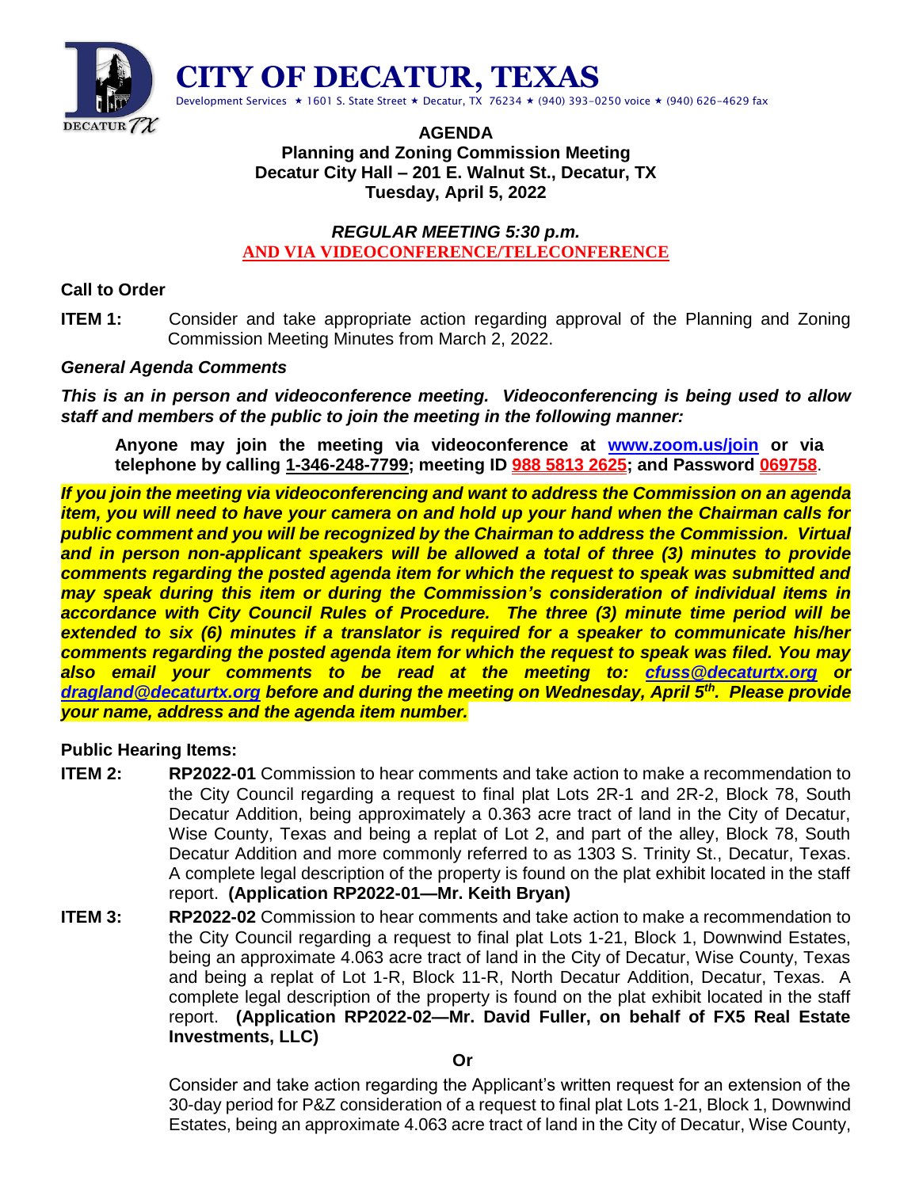# CITY OF DECATUR, TEXAS

Development Services ★ 1601 S. State Street ★ Decatur, TX 76234 ★ (940) 393-0250 voice ★ (940) 626-4629 fax

**AGENDA**
**Planning and Zoning Commission Meeting**
**Decatur City Hall – 201 E. Walnut St., Decatur, TX**
**Tuesday, April 5, 2022**

***REGULAR MEETING 5:30 p.m.***
**AND VIA VIDEOCONFERENCE/TELECONFERENCE**

**Call to Order**

**ITEM 1:** Consider and take appropriate action regarding approval of the Planning and Zoning Commission Meeting Minutes from March 2, 2022.

***General Agenda Comments***

***This is an in person and videoconference meeting. Videoconferencing is being used to allow staff and members of the public to join the meeting in the following manner:***

**Anyone may join the meeting via videoconference at www.zoom.us/join or via telephone by calling 1-346-248-7799; meeting ID 988 5813 2625; and Password 069758.**

***If you join the meeting via videoconferencing and want to address the Commission on an agenda item, you will need to have your camera on and hold up your hand when the Chairman calls for public comment and you will be recognized by the Chairman to address the Commission. Virtual and in person non-applicant speakers will be allowed a total of three (3) minutes to provide comments regarding the posted agenda item for which the request to speak was submitted and may speak during this item or during the Commission's consideration of individual items in accordance with City Council Rules of Procedure. The three (3) minute time period will be extended to six (6) minutes if a translator is required for a speaker to communicate his/her comments regarding the posted agenda item for which the request to speak was filed. You may also email your comments to be read at the meeting to: cfuss@decaturtx.org or dragland@decaturtx.org before and during the meeting on Wednesday, April 5th. Please provide your name, address and the agenda item number.***

**Public Hearing Items:**

**ITEM 2:** **RP2022-01** Commission to hear comments and take action to make a recommendation to the City Council regarding a request to final plat Lots 2R-1 and 2R-2, Block 78, South Decatur Addition, being approximately a 0.363 acre tract of land in the City of Decatur, Wise County, Texas and being a replat of Lot 2, and part of the alley, Block 78, South Decatur Addition and more commonly referred to as 1303 S. Trinity St., Decatur, Texas. A complete legal description of the property is found on the plat exhibit located in the staff report. **(Application RP2022-01—Mr. Keith Bryan)**

**ITEM 3:** **RP2022-02** Commission to hear comments and take action to make a recommendation to the City Council regarding a request to final plat Lots 1-21, Block 1, Downwind Estates, being an approximate 4.063 acre tract of land in the City of Decatur, Wise County, Texas and being a replat of Lot 1-R, Block 11-R, North Decatur Addition, Decatur, Texas. A complete legal description of the property is found on the plat exhibit located in the staff report. **(Application RP2022-02—Mr. David Fuller, on behalf of FX5 Real Estate Investments, LLC)**

**Or**

Consider and take action regarding the Applicant's written request for an extension of the 30-day period for P&Z consideration of a request to final plat Lots 1-21, Block 1, Downwind Estates, being an approximate 4.063 acre tract of land in the City of Decatur, Wise County,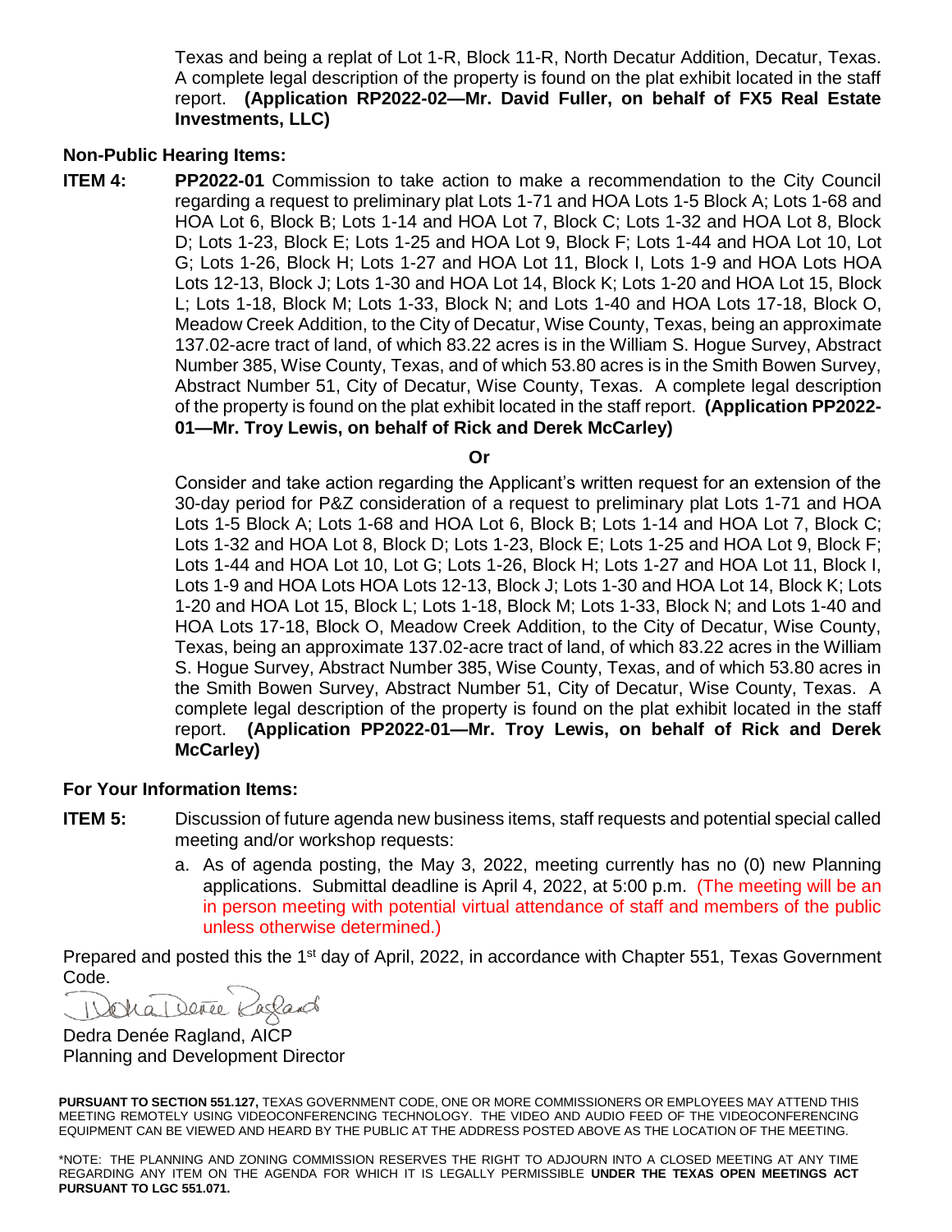Texas and being a replat of Lot 1-R, Block 11-R, North Decatur Addition, Decatur, Texas. A complete legal description of the property is found on the plat exhibit located in the staff report. **(Application RP2022-02—Mr. David Fuller, on behalf of FX5 Real Estate Investments, LLC)**

**Non-Public Hearing Items:**

**ITEM 4:** **PP2022-01** Commission to take action to make a recommendation to the City Council regarding a request to preliminary plat Lots 1-71 and HOA Lots 1-5 Block A; Lots 1-68 and HOA Lot 6, Block B; Lots 1-14 and HOA Lot 7, Block C; Lots 1-32 and HOA Lot 8, Block D; Lots 1-23, Block E; Lots 1-25 and HOA Lot 9, Block F; Lots 1-44 and HOA Lot 10, Lot G; Lots 1-26, Block H; Lots 1-27 and HOA Lot 11, Block I, Lots 1-9 and HOA Lots HOA Lots 12-13, Block J; Lots 1-30 and HOA Lot 14, Block K; Lots 1-20 and HOA Lot 15, Block L; Lots 1-18, Block M; Lots 1-33, Block N; and Lots 1-40 and HOA Lots 17-18, Block O, Meadow Creek Addition, to the City of Decatur, Wise County, Texas, being an approximate 137.02-acre tract of land, of which 83.22 acres is in the William S. Hogue Survey, Abstract Number 385, Wise County, Texas, and of which 53.80 acres is in the Smith Bowen Survey, Abstract Number 51, City of Decatur, Wise County, Texas. A complete legal description of the property is found on the plat exhibit located in the staff report. **(Application PP2022-01—Mr. Troy Lewis, on behalf of Rick and Derek McCarley)**

**Or**

Consider and take action regarding the Applicant's written request for an extension of the 30-day period for P&Z consideration of a request to preliminary plat Lots 1-71 and HOA Lots 1-5 Block A; Lots 1-68 and HOA Lot 6, Block B; Lots 1-14 and HOA Lot 7, Block C; Lots 1-32 and HOA Lot 8, Block D; Lots 1-23, Block E; Lots 1-25 and HOA Lot 9, Block F; Lots 1-44 and HOA Lot 10, Lot G; Lots 1-26, Block H; Lots 1-27 and HOA Lot 11, Block I, Lots 1-9 and HOA Lots HOA Lots 12-13, Block J; Lots 1-30 and HOA Lot 14, Block K; Lots 1-20 and HOA Lot 15, Block L; Lots 1-18, Block M; Lots 1-33, Block N; and Lots 1-40 and HOA Lots 17-18, Block O, Meadow Creek Addition, to the City of Decatur, Wise County, Texas, being an approximate 137.02-acre tract of land, of which 83.22 acres in the William S. Hogue Survey, Abstract Number 385, Wise County, Texas, and of which 53.80 acres in the Smith Bowen Survey, Abstract Number 51, City of Decatur, Wise County, Texas. A complete legal description of the property is found on the plat exhibit located in the staff report. **(Application PP2022-01—Mr. Troy Lewis, on behalf of Rick and Derek McCarley)**

**For Your Information Items:**

**ITEM 5:** Discussion of future agenda new business items, staff requests and potential special called meeting and/or workshop requests:

a. As of agenda posting, the May 3, 2022, meeting currently has no (0) new Planning applications. Submittal deadline is April 4, 2022, at 5:00 p.m. (The meeting will be an in person meeting with potential virtual attendance of staff and members of the public unless otherwise determined.)

Prepared and posted this the 1st day of April, 2022, in accordance with Chapter 551, Texas Government Code.

Dedra Denée Ragland, AICP
Planning and Development Director

**PURSUANT TO SECTION 551.127,** TEXAS GOVERNMENT CODE, ONE OR MORE COMMISSIONERS OR EMPLOYEES MAY ATTEND THIS MEETING REMOTELY USING VIDEOCONFERENCING TECHNOLOGY. THE VIDEO AND AUDIO FEED OF THE VIDEOCONFERENCING EQUIPMENT CAN BE VIEWED AND HEARD BY THE PUBLIC AT THE ADDRESS POSTED ABOVE AS THE LOCATION OF THE MEETING.

*NOTE: THE PLANNING AND ZONING COMMISSION RESERVES THE RIGHT TO ADJOURN INTO A CLOSED MEETING AT ANY TIME REGARDING ANY ITEM ON THE AGENDA FOR WHICH IT IS LEGALLY PERMISSIBLE **UNDER THE TEXAS OPEN MEETINGS ACT PURSUANT TO LGC 551.071.**